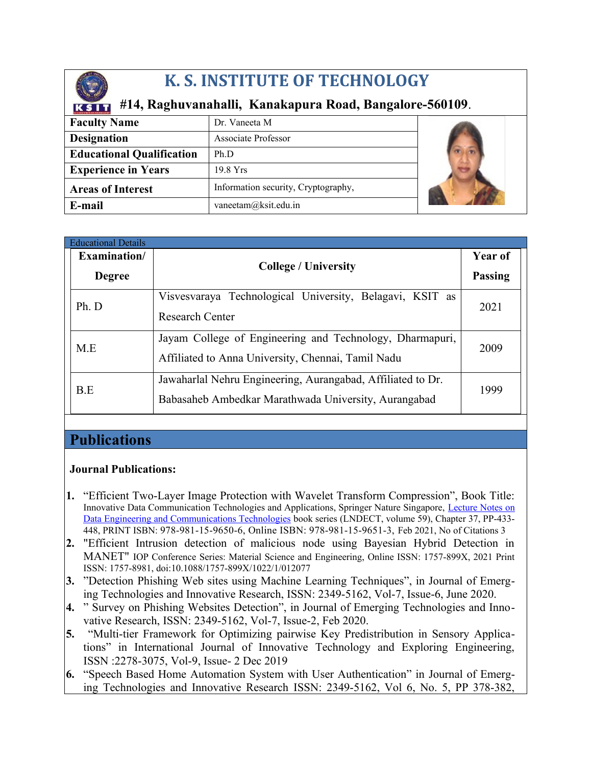# K. S. INSTITUTE OF TECHNOLOGY

**#14, Raghuvanahalli, Kanakapura Road, Bangalore-560109.**

| | |
|---|---|
| **Faculty Name** | Dr. Vaneeta M |
| **Designation** | Associate Professor |
| **Educational Qualification** | Ph.D |
| **Experience in Years** | 19.8 Yrs |
| **Areas of Interest** | Information security, Cryptography, |
| **E-mail** | vaneetam@ksit.edu.in |

## Educational Details

| Examination/ Degree | College / University | Year of Passing |
|---|---|---|
| Ph. D | Visvesvaraya Technological University, Belagavi, KSIT as Research Center | 2021 |
| M.E | Jayam College of Engineering and Technology, Dharmapuri, Affiliated to Anna University, Chennai, Tamil Nadu | 2009 |
| B.E | Jawaharlal Nehru Engineering, Aurangabad, Affiliated to Dr. Babasaheb Ambedkar Marathwada University, Aurangabad | 1999 |

## Publications

**Journal Publications:**

1. "Efficient Two-Layer Image Protection with Wavelet Transform Compression", Book Title: Innovative Data Communication Technologies and Applications, Springer Nature Singapore, Lecture Notes on Data Engineering and Communications Technologies book series (LNDECT, volume 59), Chapter 37, PP-433-448, PRINT ISBN: 978-981-15-9650-6, Online ISBN: 978-981-15-9651-3, Feb 2021, No of Citations 3
2. "Efficient Intrusion detection of malicious node using Bayesian Hybrid Detection in MANET" IOP Conference Series: Material Science and Engineering, Online ISSN: 1757-899X, 2021 Print ISSN: 1757-8981, doi:10.1088/1757-899X/1022/1/012077
3. "Detection Phishing Web sites using Machine Learning Techniques", in Journal of Emerging Technologies and Innovative Research, ISSN: 2349-5162, Vol-7, Issue-6, June 2020.
4. " Survey on Phishing Websites Detection", in Journal of Emerging Technologies and Innovative Research, ISSN: 2349-5162, Vol-7, Issue-2, Feb 2020.
5. "Multi-tier Framework for Optimizing pairwise Key Predistribution in Sensory Applications" in International Journal of Innovative Technology and Exploring Engineering, ISSN :2278-3075, Vol-9, Issue- 2 Dec 2019
6. "Speech Based Home Automation System with User Authentication" in Journal of Emerging Technologies and Innovative Research ISSN: 2349-5162, Vol 6, No. 5, PP 378-382,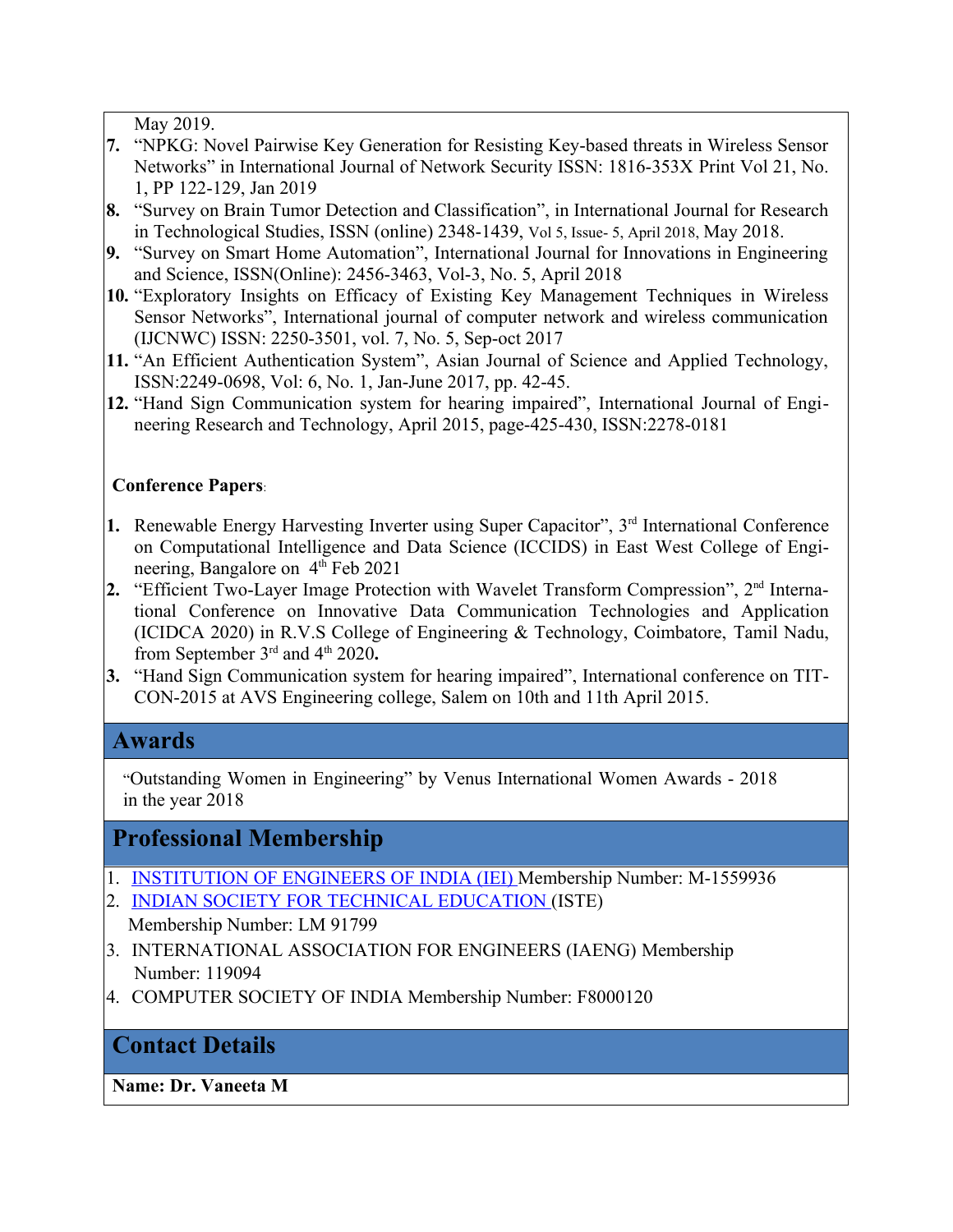May 2019.

7. "NPKG: Novel Pairwise Key Generation for Resisting Key-based threats in Wireless Sensor Networks" in International Journal of Network Security ISSN: 1816-353X Print Vol 21, No. 1, PP 122-129, Jan 2019
8. "Survey on Brain Tumor Detection and Classification", in International Journal for Research in Technological Studies, ISSN (online) 2348-1439, Vol 5, Issue- 5, April 2018, May 2018.
9. "Survey on Smart Home Automation", International Journal for Innovations in Engineering and Science, ISSN(Online): 2456-3463, Vol-3, No. 5, April 2018
10. "Exploratory Insights on Efficacy of Existing Key Management Techniques in Wireless Sensor Networks", International journal of computer network and wireless communication (IJCNWC) ISSN: 2250-3501, vol. 7, No. 5, Sep-oct 2017
11. "An Efficient Authentication System", Asian Journal of Science and Applied Technology, ISSN:2249-0698, Vol: 6, No. 1, Jan-June 2017, pp. 42-45.
12. "Hand Sign Communication system for hearing impaired", International Journal of Engineering Research and Technology, April 2015, page-425-430, ISSN:2278-0181

**Conference Papers**:

1. Renewable Energy Harvesting Inverter using Super Capacitor", 3rd International Conference on Computational Intelligence and Data Science (ICCIDS) in East West College of Engineering, Bangalore on 4th Feb 2021
2. "Efficient Two-Layer Image Protection with Wavelet Transform Compression", 2nd International Conference on Innovative Data Communication Technologies and Application (ICIDCA 2020) in R.V.S College of Engineering & Technology, Coimbatore, Tamil Nadu, from September 3rd and 4th 2020**.**
3. "Hand Sign Communication system for hearing impaired", International conference on TITCON-2015 at AVS Engineering college, Salem on 10th and 11th April 2015.

## Awards

"Outstanding Women in Engineering" by Venus International Women Awards - 2018 in the year 2018

## Professional Membership

1. INSTITUTION OF ENGINEERS OF INDIA (IEI) Membership Number: M-1559936
2. INDIAN SOCIETY FOR TECHNICAL EDUCATION (ISTE) Membership Number: LM 91799
3. INTERNATIONAL ASSOCIATION FOR ENGINEERS (IAENG) Membership Number: 119094
4. COMPUTER SOCIETY OF INDIA Membership Number: F8000120

## Contact Details

**Name: Dr. Vaneeta M**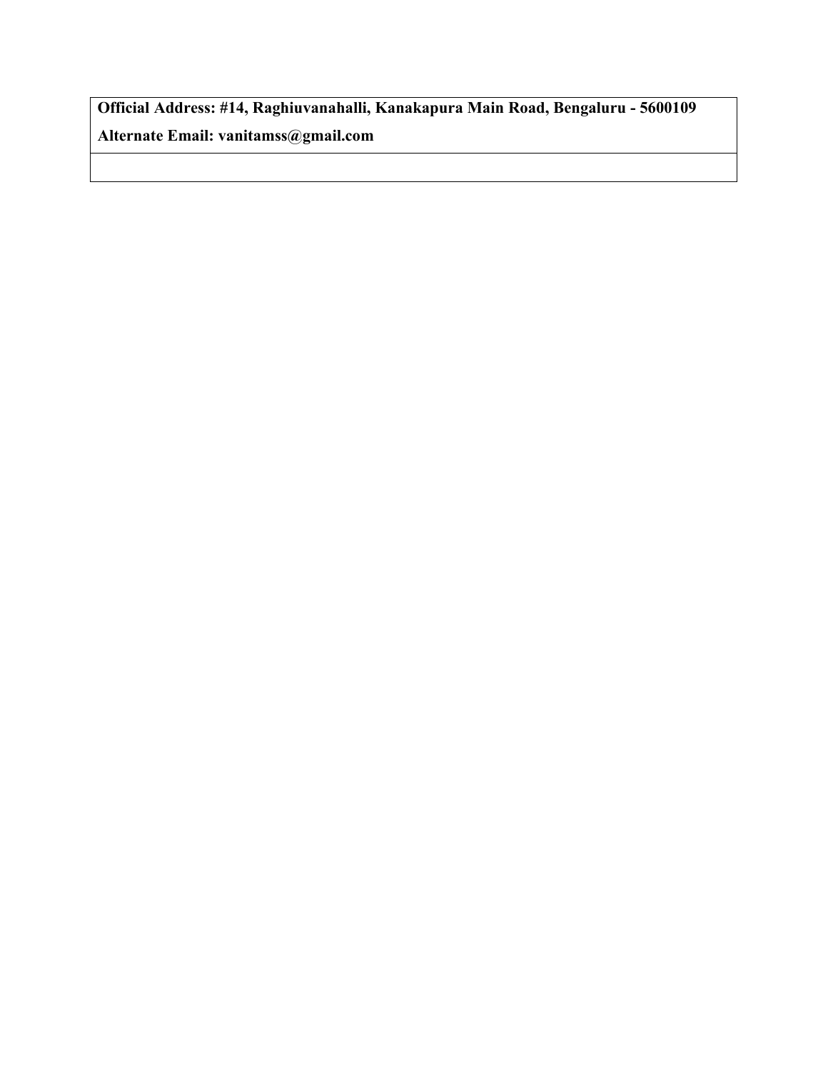| |
|---|
| **Official Address: #14, Raghiuvanahalli, Kanakapura Main Road, Bengaluru - 5600109**<br>**Alternate Email: vanitamss@gmail.com** |
| |